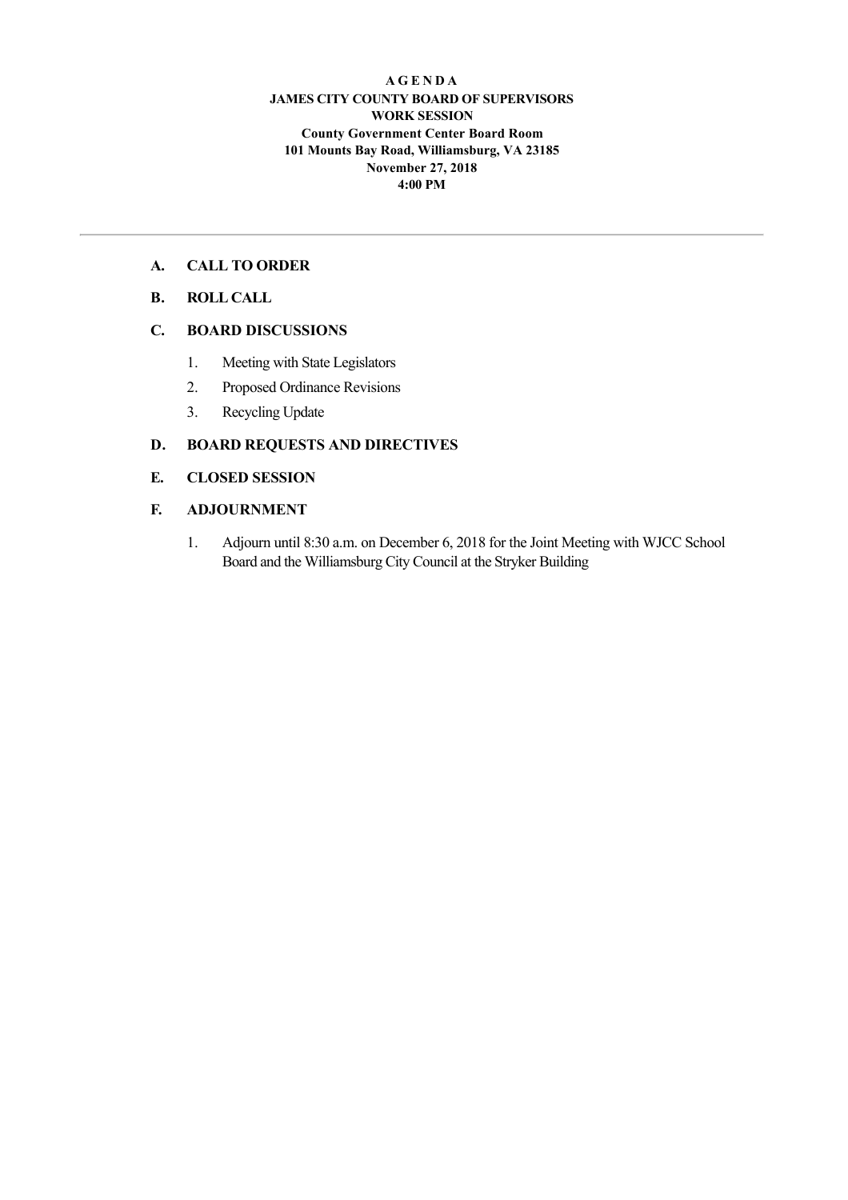# A G E N D A

## JAMES CITY COUNTY BOARD OF SUPERVISORS

## WORK SESSION

**County Government Center Board Room**
**101 Mounts Bay Road, Williamsburg, VA 23185**
**November 27, 2018**
**4:00 PM**

---

**A. CALL TO ORDER**

**B. ROLL CALL**

**C. BOARD DISCUSSIONS**

1. Meeting with State Legislators
2. Proposed Ordinance Revisions
3. Recycling Update

**D. BOARD REQUESTS AND DIRECTIVES**

**E. CLOSED SESSION**

**F. ADJOURNMENT**

1. Adjourn until 8:30 a.m. on December 6, 2018 for the Joint Meeting with WJCC School Board and the Williamsburg City Council at the Stryker Building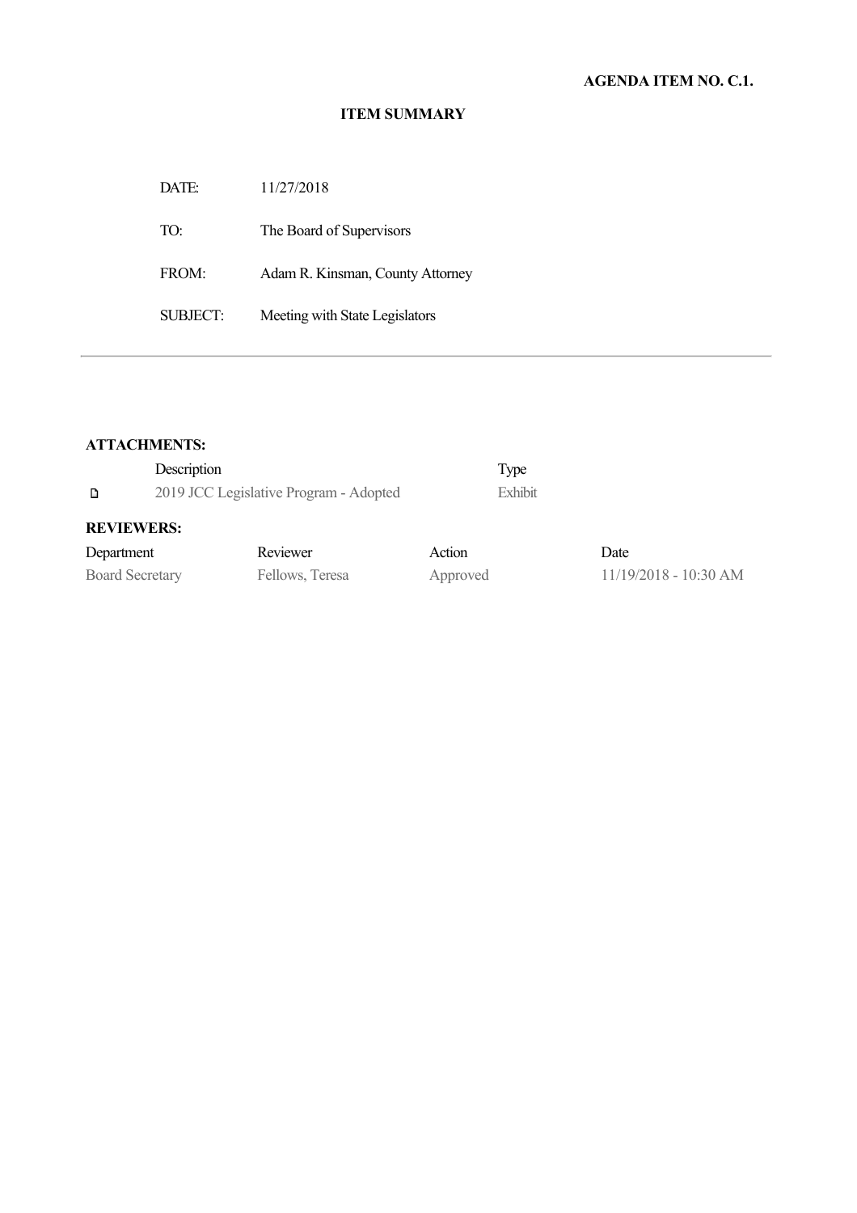**AGENDA ITEM NO. C.1.**

**ITEM SUMMARY**

| | |
|---|---|
| DATE: | 11/27/2018 |
| TO: | The Board of Supervisors |
| FROM: | Adam R. Kinsman, County Attorney |
| SUBJECT: | Meeting with State Legislators |

---

**ATTACHMENTS:**

| | Description | Type |
|---|---|---|
| ▫ | 2019 JCC Legislative Program - Adopted | Exhibit |

**REVIEWERS:**

| Department | Reviewer | Action | Date |
|---|---|---|---|
| Board Secretary | Fellows, Teresa | Approved | 11/19/2018 - 10:30 AM |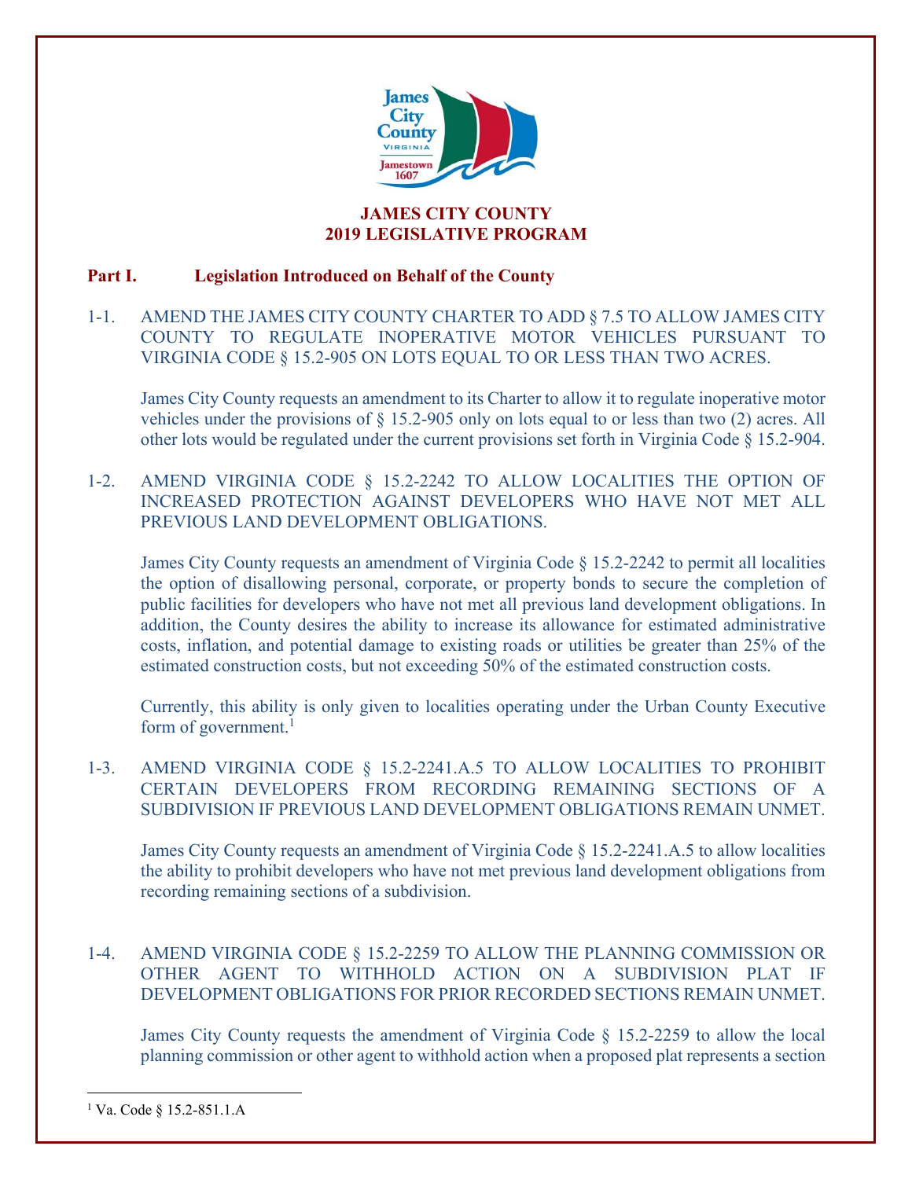# JAMES CITY COUNTY
# 2019 LEGISLATIVE PROGRAM

## Part I. Legislation Introduced on Behalf of the County

1-1. AMEND THE JAMES CITY COUNTY CHARTER TO ADD § 7.5 TO ALLOW JAMES CITY COUNTY TO REGULATE INOPERATIVE MOTOR VEHICLES PURSUANT TO VIRGINIA CODE § 15.2-905 ON LOTS EQUAL TO OR LESS THAN TWO ACRES.

James City County requests an amendment to its Charter to allow it to regulate inoperative motor vehicles under the provisions of § 15.2-905 only on lots equal to or less than two (2) acres. All other lots would be regulated under the current provisions set forth in Virginia Code § 15.2-904.

1-2. AMEND VIRGINIA CODE § 15.2-2242 TO ALLOW LOCALITIES THE OPTION OF INCREASED PROTECTION AGAINST DEVELOPERS WHO HAVE NOT MET ALL PREVIOUS LAND DEVELOPMENT OBLIGATIONS.

James City County requests an amendment of Virginia Code § 15.2-2242 to permit all localities the option of disallowing personal, corporate, or property bonds to secure the completion of public facilities for developers who have not met all previous land development obligations. In addition, the County desires the ability to increase its allowance for estimated administrative costs, inflation, and potential damage to existing roads or utilities be greater than 25% of the estimated construction costs, but not exceeding 50% of the estimated construction costs.

Currently, this ability is only given to localities operating under the Urban County Executive form of government.[1]

1-3. AMEND VIRGINIA CODE § 15.2-2241.A.5 TO ALLOW LOCALITIES TO PROHIBIT CERTAIN DEVELOPERS FROM RECORDING REMAINING SECTIONS OF A SUBDIVISION IF PREVIOUS LAND DEVELOPMENT OBLIGATIONS REMAIN UNMET.

James City County requests an amendment of Virginia Code § 15.2-2241.A.5 to allow localities the ability to prohibit developers who have not met previous land development obligations from recording remaining sections of a subdivision.

1-4. AMEND VIRGINIA CODE § 15.2-2259 TO ALLOW THE PLANNING COMMISSION OR OTHER AGENT TO WITHHOLD ACTION ON A SUBDIVISION PLAT IF DEVELOPMENT OBLIGATIONS FOR PRIOR RECORDED SECTIONS REMAIN UNMET.

James City County requests the amendment of Virginia Code § 15.2-2259 to allow the local planning commission or other agent to withhold action when a proposed plat represents a section

[1] Va. Code § 15.2-851.1.A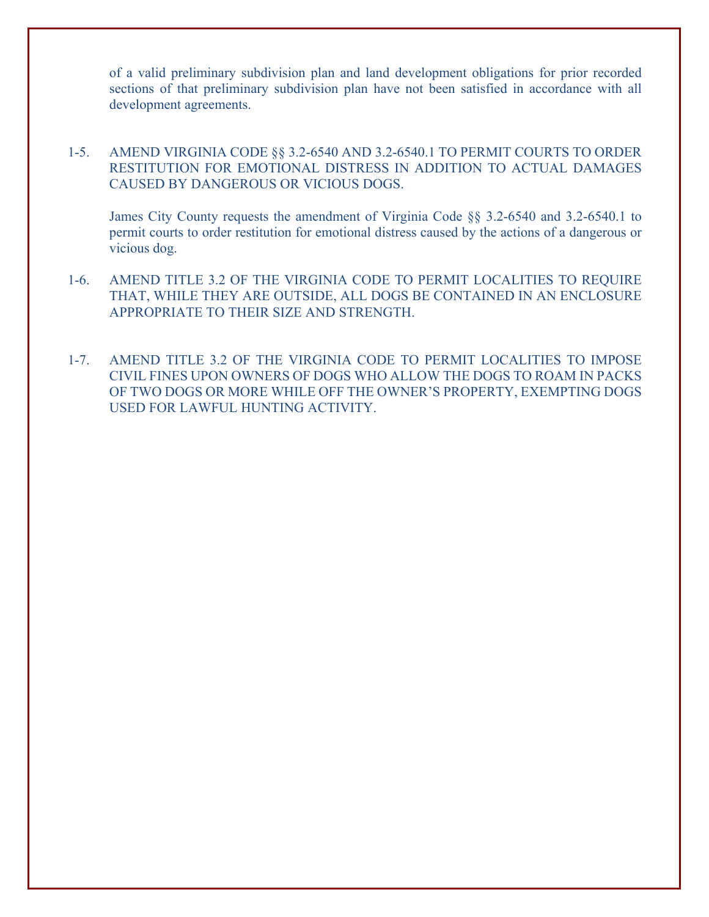of a valid preliminary subdivision plan and land development obligations for prior recorded sections of that preliminary subdivision plan have not been satisfied in accordance with all development agreements.

1-5. AMEND VIRGINIA CODE §§ 3.2-6540 AND 3.2-6540.1 TO PERMIT COURTS TO ORDER RESTITUTION FOR EMOTIONAL DISTRESS IN ADDITION TO ACTUAL DAMAGES CAUSED BY DANGEROUS OR VICIOUS DOGS.

James City County requests the amendment of Virginia Code §§ 3.2-6540 and 3.2-6540.1 to permit courts to order restitution for emotional distress caused by the actions of a dangerous or vicious dog.

1-6. AMEND TITLE 3.2 OF THE VIRGINIA CODE TO PERMIT LOCALITIES TO REQUIRE THAT, WHILE THEY ARE OUTSIDE, ALL DOGS BE CONTAINED IN AN ENCLOSURE APPROPRIATE TO THEIR SIZE AND STRENGTH.

1-7. AMEND TITLE 3.2 OF THE VIRGINIA CODE TO PERMIT LOCALITIES TO IMPOSE CIVIL FINES UPON OWNERS OF DOGS WHO ALLOW THE DOGS TO ROAM IN PACKS OF TWO DOGS OR MORE WHILE OFF THE OWNER'S PROPERTY, EXEMPTING DOGS USED FOR LAWFUL HUNTING ACTIVITY.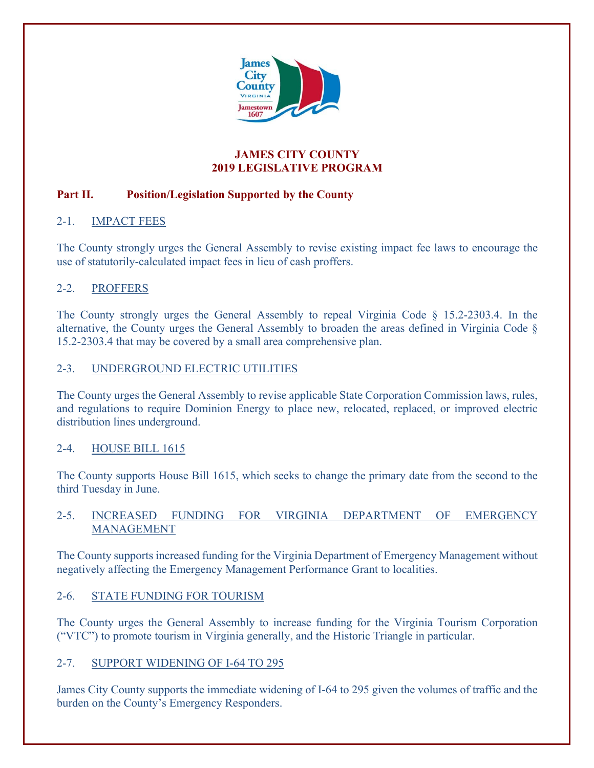# JAMES CITY COUNTY
# 2019 LEGISLATIVE PROGRAM

## Part II. Position/Legislation Supported by the County

### 2-1. IMPACT FEES

The County strongly urges the General Assembly to revise existing impact fee laws to encourage the use of statutorily-calculated impact fees in lieu of cash proffers.

### 2-2. PROFFERS

The County strongly urges the General Assembly to repeal Virginia Code § 15.2-2303.4. In the alternative, the County urges the General Assembly to broaden the areas defined in Virginia Code § 15.2-2303.4 that may be covered by a small area comprehensive plan.

### 2-3. UNDERGROUND ELECTRIC UTILITIES

The County urges the General Assembly to revise applicable State Corporation Commission laws, rules, and regulations to require Dominion Energy to place new, relocated, replaced, or improved electric distribution lines underground.

### 2-4. HOUSE BILL 1615

The County supports House Bill 1615, which seeks to change the primary date from the second to the third Tuesday in June.

### 2-5. INCREASED FUNDING FOR VIRGINIA DEPARTMENT OF EMERGENCY MANAGEMENT

The County supports increased funding for the Virginia Department of Emergency Management without negatively affecting the Emergency Management Performance Grant to localities.

### 2-6. STATE FUNDING FOR TOURISM

The County urges the General Assembly to increase funding for the Virginia Tourism Corporation ("VTC") to promote tourism in Virginia generally, and the Historic Triangle in particular.

### 2-7. SUPPORT WIDENING OF I-64 TO 295

James City County supports the immediate widening of I-64 to 295 given the volumes of traffic and the burden on the County's Emergency Responders.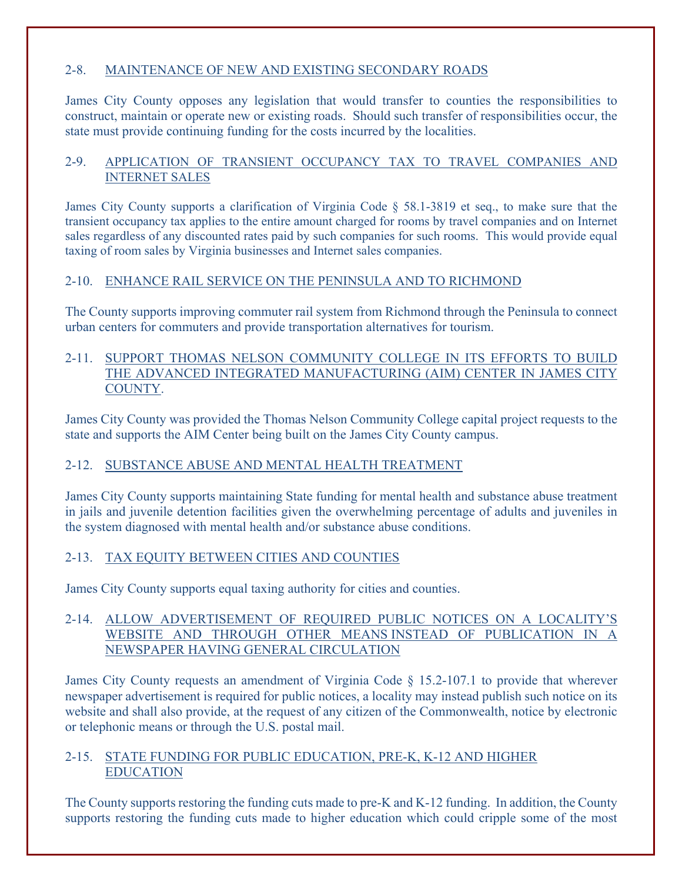## 2-8. MAINTENANCE OF NEW AND EXISTING SECONDARY ROADS

James City County opposes any legislation that would transfer to counties the responsibilities to construct, maintain or operate new or existing roads. Should such transfer of responsibilities occur, the state must provide continuing funding for the costs incurred by the localities.

## 2-9. APPLICATION OF TRANSIENT OCCUPANCY TAX TO TRAVEL COMPANIES AND INTERNET SALES

James City County supports a clarification of Virginia Code § 58.1-3819 et seq., to make sure that the transient occupancy tax applies to the entire amount charged for rooms by travel companies and on Internet sales regardless of any discounted rates paid by such companies for such rooms. This would provide equal taxing of room sales by Virginia businesses and Internet sales companies.

## 2-10. ENHANCE RAIL SERVICE ON THE PENINSULA AND TO RICHMOND

The County supports improving commuter rail system from Richmond through the Peninsula to connect urban centers for commuters and provide transportation alternatives for tourism.

## 2-11. SUPPORT THOMAS NELSON COMMUNITY COLLEGE IN ITS EFFORTS TO BUILD THE ADVANCED INTEGRATED MANUFACTURING (AIM) CENTER IN JAMES CITY COUNTY.

James City County was provided the Thomas Nelson Community College capital project requests to the state and supports the AIM Center being built on the James City County campus.

## 2-12. SUBSTANCE ABUSE AND MENTAL HEALTH TREATMENT

James City County supports maintaining State funding for mental health and substance abuse treatment in jails and juvenile detention facilities given the overwhelming percentage of adults and juveniles in the system diagnosed with mental health and/or substance abuse conditions.

## 2-13. TAX EQUITY BETWEEN CITIES AND COUNTIES

James City County supports equal taxing authority for cities and counties.

## 2-14. ALLOW ADVERTISEMENT OF REQUIRED PUBLIC NOTICES ON A LOCALITY'S WEBSITE AND THROUGH OTHER MEANS INSTEAD OF PUBLICATION IN A NEWSPAPER HAVING GENERAL CIRCULATION

James City County requests an amendment of Virginia Code § 15.2-107.1 to provide that wherever newspaper advertisement is required for public notices, a locality may instead publish such notice on its website and shall also provide, at the request of any citizen of the Commonwealth, notice by electronic or telephonic means or through the U.S. postal mail.

## 2-15. STATE FUNDING FOR PUBLIC EDUCATION, PRE-K, K-12 AND HIGHER EDUCATION

The County supports restoring the funding cuts made to pre-K and K-12 funding. In addition, the County supports restoring the funding cuts made to higher education which could cripple some of the most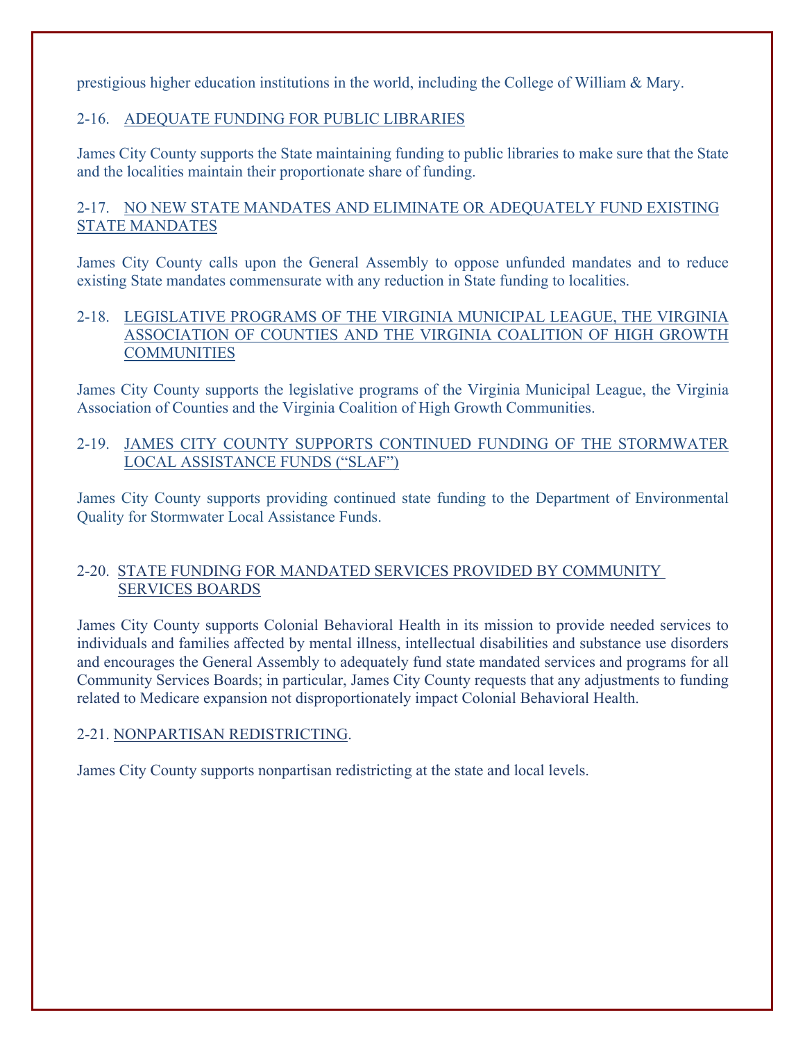prestigious higher education institutions in the world, including the College of William & Mary.

### 2-16. ADEQUATE FUNDING FOR PUBLIC LIBRARIES

James City County supports the State maintaining funding to public libraries to make sure that the State and the localities maintain their proportionate share of funding.

### 2-17. NO NEW STATE MANDATES AND ELIMINATE OR ADEQUATELY FUND EXISTING STATE MANDATES

James City County calls upon the General Assembly to oppose unfunded mandates and to reduce existing State mandates commensurate with any reduction in State funding to localities.

### 2-18. LEGISLATIVE PROGRAMS OF THE VIRGINIA MUNICIPAL LEAGUE, THE VIRGINIA ASSOCIATION OF COUNTIES AND THE VIRGINIA COALITION OF HIGH GROWTH COMMUNITIES

James City County supports the legislative programs of the Virginia Municipal League, the Virginia Association of Counties and the Virginia Coalition of High Growth Communities.

### 2-19. JAMES CITY COUNTY SUPPORTS CONTINUED FUNDING OF THE STORMWATER LOCAL ASSISTANCE FUNDS ("SLAF")

James City County supports providing continued state funding to the Department of Environmental Quality for Stormwater Local Assistance Funds.

### 2-20. STATE FUNDING FOR MANDATED SERVICES PROVIDED BY COMMUNITY SERVICES BOARDS

James City County supports Colonial Behavioral Health in its mission to provide needed services to individuals and families affected by mental illness, intellectual disabilities and substance use disorders and encourages the General Assembly to adequately fund state mandated services and programs for all Community Services Boards; in particular, James City County requests that any adjustments to funding related to Medicare expansion not disproportionately impact Colonial Behavioral Health.

### 2-21. NONPARTISAN REDISTRICTING.

James City County supports nonpartisan redistricting at the state and local levels.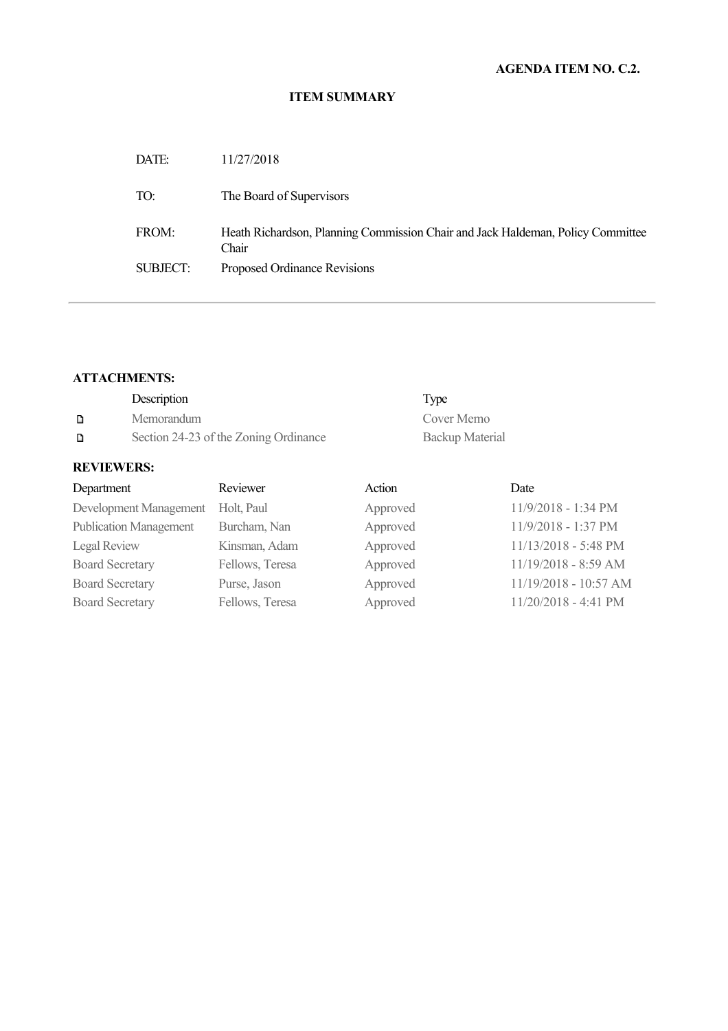**AGENDA ITEM NO. C.2.**

**ITEM SUMMARY**

| | |
|---|---|
| DATE: | 11/27/2018 |
| TO: | The Board of Supervisors |
| FROM: | Heath Richardson, Planning Commission Chair and Jack Haldeman, Policy Committee Chair |
| SUBJECT: | Proposed Ordinance Revisions |

---

**ATTACHMENTS:**

| Description | Type |
|---|---|
| Memorandum | Cover Memo |
| Section 24-23 of the Zoning Ordinance | Backup Material |

**REVIEWERS:**

| Department | Reviewer | Action | Date |
|---|---|---|---|
| Development Management | Holt, Paul | Approved | 11/9/2018 - 1:34 PM |
| Publication Management | Burcham, Nan | Approved | 11/9/2018 - 1:37 PM |
| Legal Review | Kinsman, Adam | Approved | 11/13/2018 - 5:48 PM |
| Board Secretary | Fellows, Teresa | Approved | 11/19/2018 - 8:59 AM |
| Board Secretary | Purse, Jason | Approved | 11/19/2018 - 10:57 AM |
| Board Secretary | Fellows, Teresa | Approved | 11/20/2018 - 4:41 PM |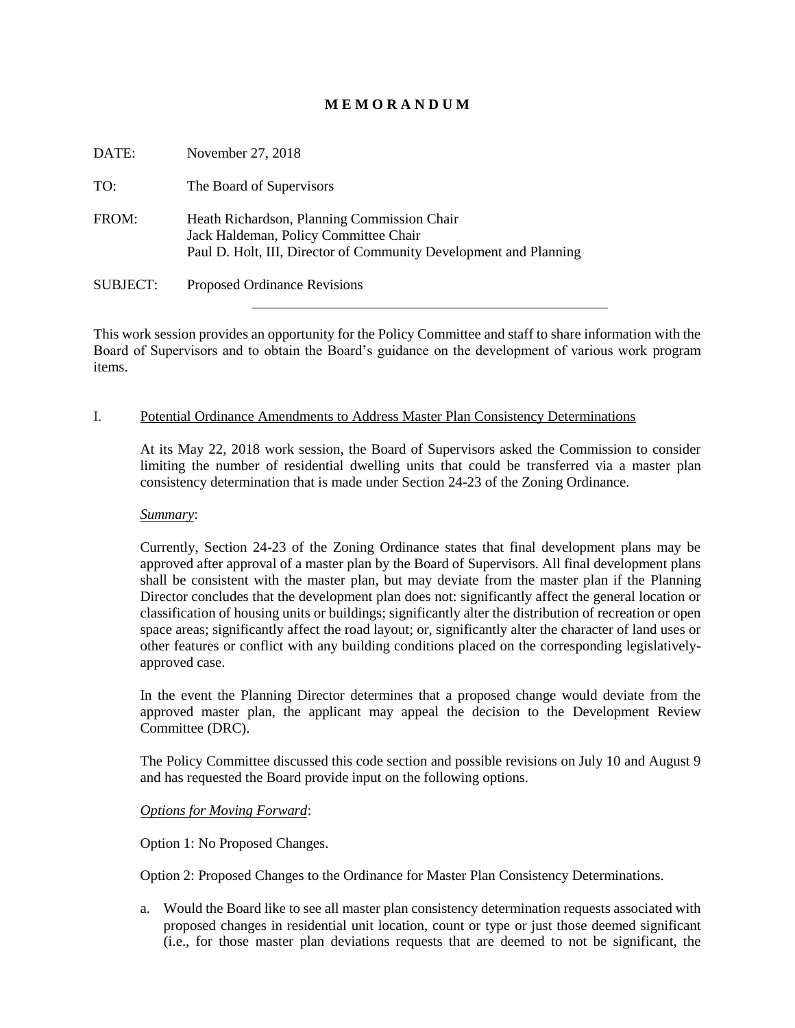**M E M O R A N D U M**

DATE: November 27, 2018

TO: The Board of Supervisors

FROM: Heath Richardson, Planning Commission Chair
Jack Haldeman, Policy Committee Chair
Paul D. Holt, III, Director of Community Development and Planning

SUBJECT: Proposed Ordinance Revisions

---

This work session provides an opportunity for the Policy Committee and staff to share information with the Board of Supervisors and to obtain the Board's guidance on the development of various work program items.

I. <u>Potential Ordinance Amendments to Address Master Plan Consistency Determinations</u>

At its May 22, 2018 work session, the Board of Supervisors asked the Commission to consider limiting the number of residential dwelling units that could be transferred via a master plan consistency determination that is made under Section 24-23 of the Zoning Ordinance.

*<u>Summary</u>*:

Currently, Section 24-23 of the Zoning Ordinance states that final development plans may be approved after approval of a master plan by the Board of Supervisors. All final development plans shall be consistent with the master plan, but may deviate from the master plan if the Planning Director concludes that the development plan does not: significantly affect the general location or classification of housing units or buildings; significantly alter the distribution of recreation or open space areas; significantly affect the road layout; or, significantly alter the character of land uses or other features or conflict with any building conditions placed on the corresponding legislatively-approved case.

In the event the Planning Director determines that a proposed change would deviate from the approved master plan, the applicant may appeal the decision to the Development Review Committee (DRC).

The Policy Committee discussed this code section and possible revisions on July 10 and August 9 and has requested the Board provide input on the following options.

*<u>Options for Moving Forward</u>*:

Option 1: No Proposed Changes.

Option 2: Proposed Changes to the Ordinance for Master Plan Consistency Determinations.

a. Would the Board like to see all master plan consistency determination requests associated with proposed changes in residential unit location, count or type or just those deemed significant (i.e., for those master plan deviations requests that are deemed to not be significant, the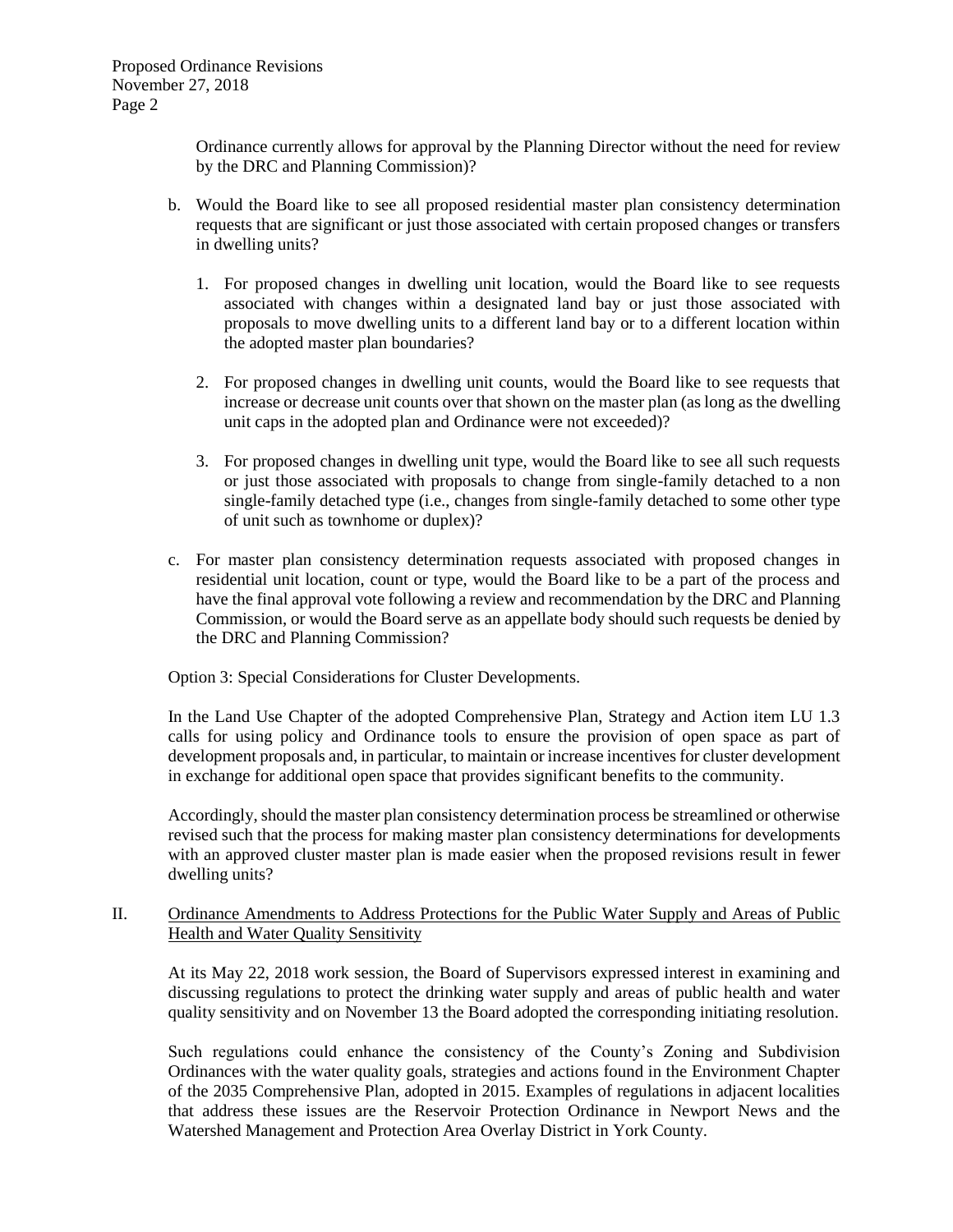Ordinance currently allows for approval by the Planning Director without the need for review by the DRC and Planning Commission)?

b. Would the Board like to see all proposed residential master plan consistency determination requests that are significant or just those associated with certain proposed changes or transfers in dwelling units?

   1. For proposed changes in dwelling unit location, would the Board like to see requests associated with changes within a designated land bay or just those associated with proposals to move dwelling units to a different land bay or to a different location within the adopted master plan boundaries?

   2. For proposed changes in dwelling unit counts, would the Board like to see requests that increase or decrease unit counts over that shown on the master plan (as long as the dwelling unit caps in the adopted plan and Ordinance were not exceeded)?

   3. For proposed changes in dwelling unit type, would the Board like to see all such requests or just those associated with proposals to change from single-family detached to a non single-family detached type (i.e., changes from single-family detached to some other type of unit such as townhome or duplex)?

c. For master plan consistency determination requests associated with proposed changes in residential unit location, count or type, would the Board like to be a part of the process and have the final approval vote following a review and recommendation by the DRC and Planning Commission, or would the Board serve as an appellate body should such requests be denied by the DRC and Planning Commission?

Option 3: Special Considerations for Cluster Developments.

In the Land Use Chapter of the adopted Comprehensive Plan, Strategy and Action item LU 1.3 calls for using policy and Ordinance tools to ensure the provision of open space as part of development proposals and, in particular, to maintain or increase incentives for cluster development in exchange for additional open space that provides significant benefits to the community.

Accordingly, should the master plan consistency determination process be streamlined or otherwise revised such that the process for making master plan consistency determinations for developments with an approved cluster master plan is made easier when the proposed revisions result in fewer dwelling units?

## II. Ordinance Amendments to Address Protections for the Public Water Supply and Areas of Public Health and Water Quality Sensitivity

At its May 22, 2018 work session, the Board of Supervisors expressed interest in examining and discussing regulations to protect the drinking water supply and areas of public health and water quality sensitivity and on November 13 the Board adopted the corresponding initiating resolution.

Such regulations could enhance the consistency of the County's Zoning and Subdivision Ordinances with the water quality goals, strategies and actions found in the Environment Chapter of the 2035 Comprehensive Plan, adopted in 2015. Examples of regulations in adjacent localities that address these issues are the Reservoir Protection Ordinance in Newport News and the Watershed Management and Protection Area Overlay District in York County.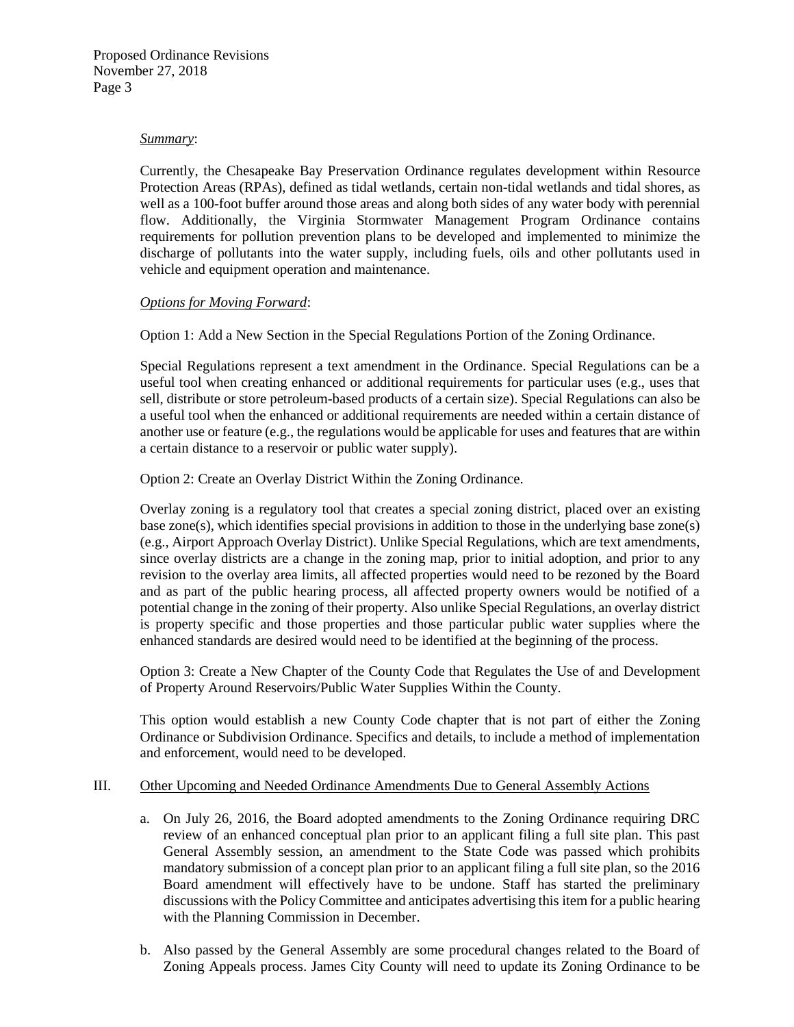*Summary*:

Currently, the Chesapeake Bay Preservation Ordinance regulates development within Resource Protection Areas (RPAs), defined as tidal wetlands, certain non-tidal wetlands and tidal shores, as well as a 100-foot buffer around those areas and along both sides of any water body with perennial flow. Additionally, the Virginia Stormwater Management Program Ordinance contains requirements for pollution prevention plans to be developed and implemented to minimize the discharge of pollutants into the water supply, including fuels, oils and other pollutants used in vehicle and equipment operation and maintenance.

*Options for Moving Forward*:

Option 1: Add a New Section in the Special Regulations Portion of the Zoning Ordinance.

Special Regulations represent a text amendment in the Ordinance. Special Regulations can be a useful tool when creating enhanced or additional requirements for particular uses (e.g., uses that sell, distribute or store petroleum-based products of a certain size). Special Regulations can also be a useful tool when the enhanced or additional requirements are needed within a certain distance of another use or feature (e.g., the regulations would be applicable for uses and features that are within a certain distance to a reservoir or public water supply).

Option 2: Create an Overlay District Within the Zoning Ordinance.

Overlay zoning is a regulatory tool that creates a special zoning district, placed over an existing base zone(s), which identifies special provisions in addition to those in the underlying base zone(s) (e.g., Airport Approach Overlay District). Unlike Special Regulations, which are text amendments, since overlay districts are a change in the zoning map, prior to initial adoption, and prior to any revision to the overlay area limits, all affected properties would need to be rezoned by the Board and as part of the public hearing process, all affected property owners would be notified of a potential change in the zoning of their property. Also unlike Special Regulations, an overlay district is property specific and those properties and those particular public water supplies where the enhanced standards are desired would need to be identified at the beginning of the process.

Option 3: Create a New Chapter of the County Code that Regulates the Use of and Development of Property Around Reservoirs/Public Water Supplies Within the County.

This option would establish a new County Code chapter that is not part of either the Zoning Ordinance or Subdivision Ordinance. Specifics and details, to include a method of implementation and enforcement, would need to be developed.

## III. Other Upcoming and Needed Ordinance Amendments Due to General Assembly Actions

a. On July 26, 2016, the Board adopted amendments to the Zoning Ordinance requiring DRC review of an enhanced conceptual plan prior to an applicant filing a full site plan. This past General Assembly session, an amendment to the State Code was passed which prohibits mandatory submission of a concept plan prior to an applicant filing a full site plan, so the 2016 Board amendment will effectively have to be undone. Staff has started the preliminary discussions with the Policy Committee and anticipates advertising this item for a public hearing with the Planning Commission in December.

b. Also passed by the General Assembly are some procedural changes related to the Board of Zoning Appeals process. James City County will need to update its Zoning Ordinance to be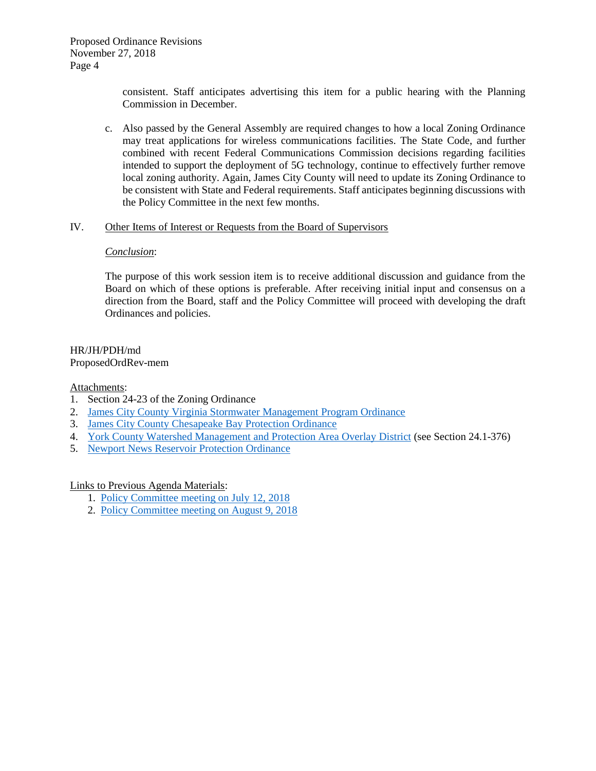consistent. Staff anticipates advertising this item for a public hearing with the Planning Commission in December.

c. Also passed by the General Assembly are required changes to how a local Zoning Ordinance may treat applications for wireless communications facilities. The State Code, and further combined with recent Federal Communications Commission decisions regarding facilities intended to support the deployment of 5G technology, continue to effectively further remove local zoning authority. Again, James City County will need to update its Zoning Ordinance to be consistent with State and Federal requirements. Staff anticipates beginning discussions with the Policy Committee in the next few months.

IV. Other Items of Interest or Requests from the Board of Supervisors

*Conclusion*:

The purpose of this work session item is to receive additional discussion and guidance from the Board on which of these options is preferable. After receiving initial input and consensus on a direction from the Board, staff and the Policy Committee will proceed with developing the draft Ordinances and policies.

HR/JH/PDH/md
ProposedOrdRev-mem

Attachments:

1. Section 24-23 of the Zoning Ordinance
2. James City County Virginia Stormwater Management Program Ordinance
3. James City County Chesapeake Bay Protection Ordinance
4. York County Watershed Management and Protection Area Overlay District (see Section 24.1-376)
5. Newport News Reservoir Protection Ordinance

Links to Previous Agenda Materials:

1. Policy Committee meeting on July 12, 2018
2. Policy Committee meeting on August 9, 2018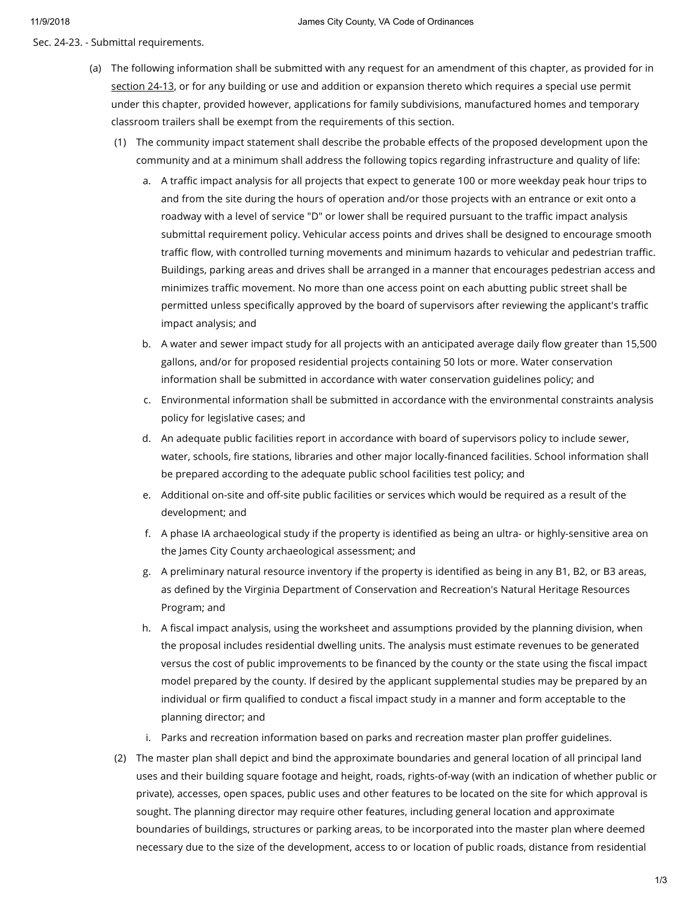Sec. 24-23. - Submittal requirements.

(a) The following information shall be submitted with any request for an amendment of this chapter, as provided for in section 24-13, or for any building or use and addition or expansion thereto which requires a special use permit under this chapter, provided however, applications for family subdivisions, manufactured homes and temporary classroom trailers shall be exempt from the requirements of this section.

(1) The community impact statement shall describe the probable effects of the proposed development upon the community and at a minimum shall address the following topics regarding infrastructure and quality of life:

a. A traffic impact analysis for all projects that expect to generate 100 or more weekday peak hour trips to and from the site during the hours of operation and/or those projects with an entrance or exit onto a roadway with a level of service "D" or lower shall be required pursuant to the traffic impact analysis submittal requirement policy. Vehicular access points and drives shall be designed to encourage smooth traffic flow, with controlled turning movements and minimum hazards to vehicular and pedestrian traffic. Buildings, parking areas and drives shall be arranged in a manner that encourages pedestrian access and minimizes traffic movement. No more than one access point on each abutting public street shall be permitted unless specifically approved by the board of supervisors after reviewing the applicant's traffic impact analysis; and

b. A water and sewer impact study for all projects with an anticipated average daily flow greater than 15,500 gallons, and/or for proposed residential projects containing 50 lots or more. Water conservation information shall be submitted in accordance with water conservation guidelines policy; and

c. Environmental information shall be submitted in accordance with the environmental constraints analysis policy for legislative cases; and

d. An adequate public facilities report in accordance with board of supervisors policy to include sewer, water, schools, fire stations, libraries and other major locally-financed facilities. School information shall be prepared according to the adequate public school facilities test policy; and

e. Additional on-site and off-site public facilities or services which would be required as a result of the development; and

f. A phase IA archaeological study if the property is identified as being an ultra- or highly-sensitive area on the James City County archaeological assessment; and

g. A preliminary natural resource inventory if the property is identified as being in any B1, B2, or B3 areas, as defined by the Virginia Department of Conservation and Recreation's Natural Heritage Resources Program; and

h. A fiscal impact analysis, using the worksheet and assumptions provided by the planning division, when the proposal includes residential dwelling units. The analysis must estimate revenues to be generated versus the cost of public improvements to be financed by the county or the state using the fiscal impact model prepared by the county. If desired by the applicant supplemental studies may be prepared by an individual or firm qualified to conduct a fiscal impact study in a manner and form acceptable to the planning director; and

i. Parks and recreation information based on parks and recreation master plan proffer guidelines.

(2) The master plan shall depict and bind the approximate boundaries and general location of all principal land uses and their building square footage and height, roads, rights-of-way (with an indication of whether public or private), accesses, open spaces, public uses and other features to be located on the site for which approval is sought. The planning director may require other features, including general location and approximate boundaries of buildings, structures or parking areas, to be incorporated into the master plan where deemed necessary due to the size of the development, access to or location of public roads, distance from residential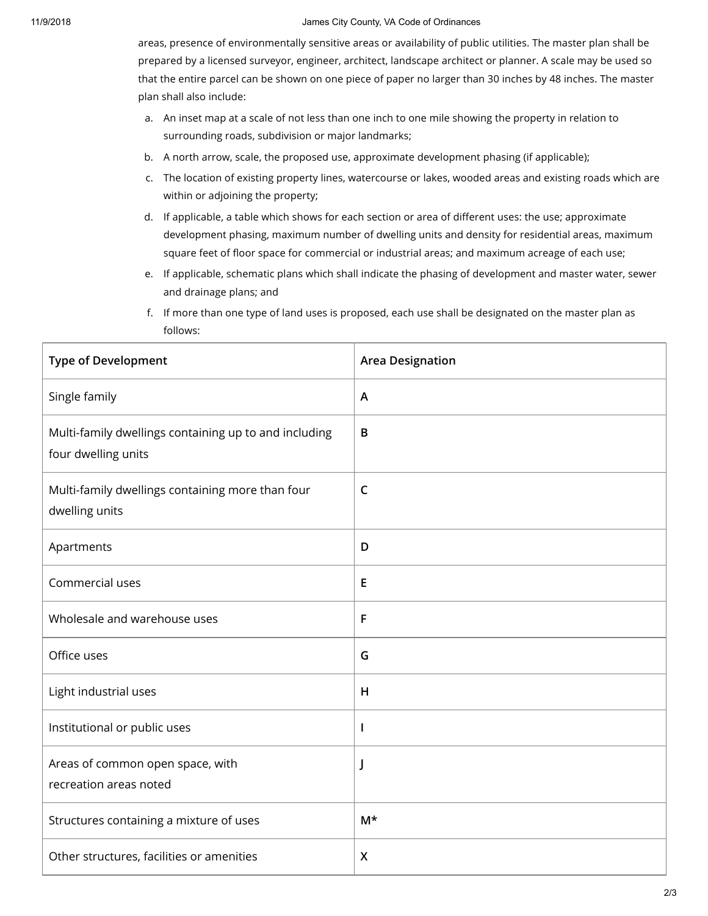areas, presence of environmentally sensitive areas or availability of public utilities. The master plan shall be prepared by a licensed surveyor, engineer, architect, landscape architect or planner. A scale may be used so that the entire parcel can be shown on one piece of paper no larger than 30 inches by 48 inches. The master plan shall also include:

a. An inset map at a scale of not less than one inch to one mile showing the property in relation to surrounding roads, subdivision or major landmarks;
b. A north arrow, scale, the proposed use, approximate development phasing (if applicable);
c. The location of existing property lines, watercourse or lakes, wooded areas and existing roads which are within or adjoining the property;
d. If applicable, a table which shows for each section or area of different uses: the use; approximate development phasing, maximum number of dwelling units and density for residential areas, maximum square feet of floor space for commercial or industrial areas; and maximum acreage of each use;
e. If applicable, schematic plans which shall indicate the phasing of development and master water, sewer and drainage plans; and
f. If more than one type of land uses is proposed, each use shall be designated on the master plan as follows:

| Type of Development | Area Designation |
|---|---|
| Single family | A |
| Multi-family dwellings containing up to and including four dwelling units | B |
| Multi-family dwellings containing more than four dwelling units | C |
| Apartments | D |
| Commercial uses | E |
| Wholesale and warehouse uses | F |
| Office uses | G |
| Light industrial uses | H |
| Institutional or public uses | I |
| Areas of common open space, with recreation areas noted | J |
| Structures containing a mixture of uses | M* |
| Other structures, facilities or amenities | X |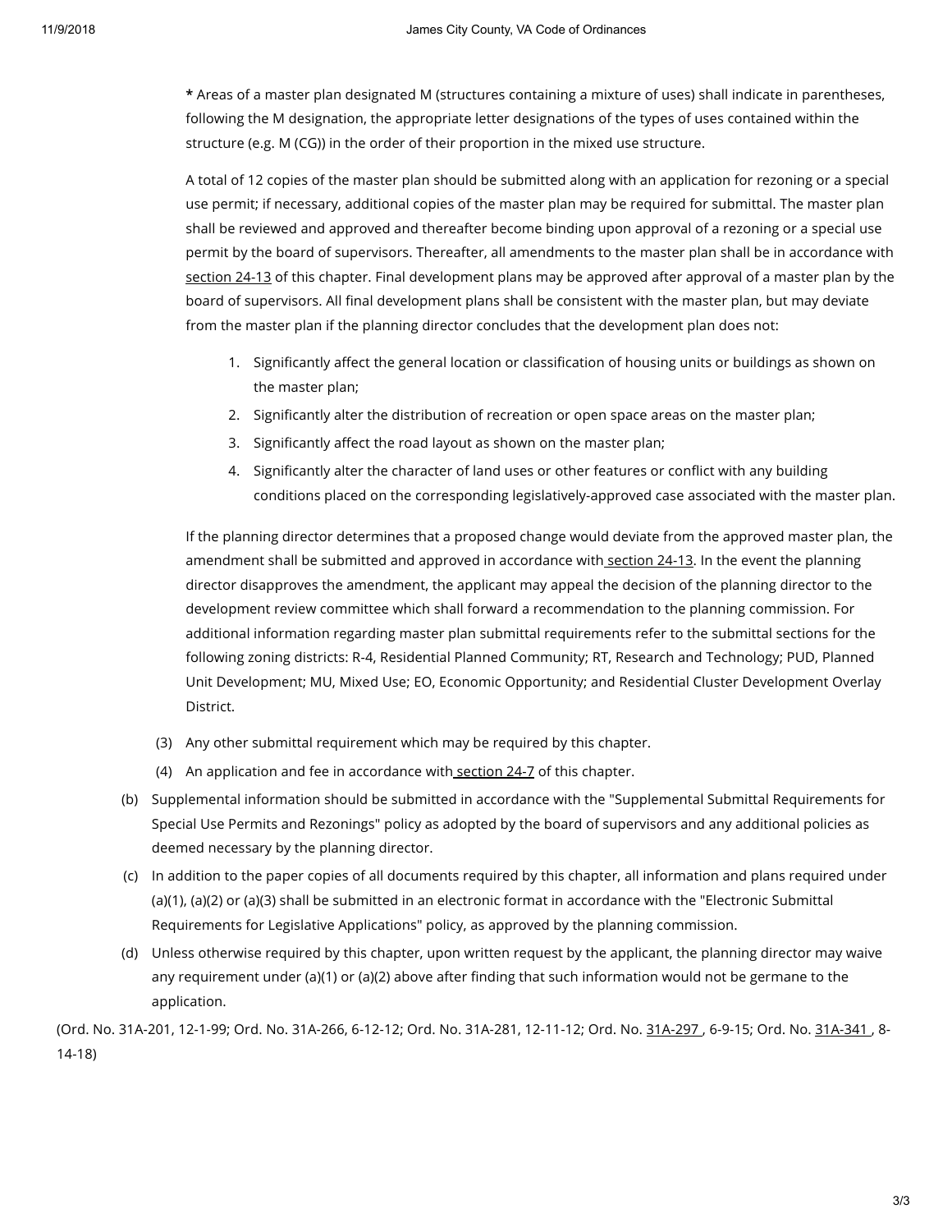* Areas of a master plan designated M (structures containing a mixture of uses) shall indicate in parentheses, following the M designation, the appropriate letter designations of the types of uses contained within the structure (e.g. M (CG)) in the order of their proportion in the mixed use structure.

A total of 12 copies of the master plan should be submitted along with an application for rezoning or a special use permit; if necessary, additional copies of the master plan may be required for submittal. The master plan shall be reviewed and approved and thereafter become binding upon approval of a rezoning or a special use permit by the board of supervisors. Thereafter, all amendments to the master plan shall be in accordance with section 24-13 of this chapter. Final development plans may be approved after approval of a master plan by the board of supervisors. All final development plans shall be consistent with the master plan, but may deviate from the master plan if the planning director concludes that the development plan does not:

1. Significantly affect the general location or classification of housing units or buildings as shown on the master plan;
2. Significantly alter the distribution of recreation or open space areas on the master plan;
3. Significantly affect the road layout as shown on the master plan;
4. Significantly alter the character of land uses or other features or conflict with any building conditions placed on the corresponding legislatively-approved case associated with the master plan.

If the planning director determines that a proposed change would deviate from the approved master plan, the amendment shall be submitted and approved in accordance with section 24-13. In the event the planning director disapproves the amendment, the applicant may appeal the decision of the planning director to the development review committee which shall forward a recommendation to the planning commission. For additional information regarding master plan submittal requirements refer to the submittal sections for the following zoning districts: R-4, Residential Planned Community; RT, Research and Technology; PUD, Planned Unit Development; MU, Mixed Use; EO, Economic Opportunity; and Residential Cluster Development Overlay District.

(3) Any other submittal requirement which may be required by this chapter.

(4) An application and fee in accordance with section 24-7 of this chapter.

(b) Supplemental information should be submitted in accordance with the "Supplemental Submittal Requirements for Special Use Permits and Rezonings" policy as adopted by the board of supervisors and any additional policies as deemed necessary by the planning director.

(c) In addition to the paper copies of all documents required by this chapter, all information and plans required under (a)(1), (a)(2) or (a)(3) shall be submitted in an electronic format in accordance with the "Electronic Submittal Requirements for Legislative Applications" policy, as approved by the planning commission.

(d) Unless otherwise required by this chapter, upon written request by the applicant, the planning director may waive any requirement under (a)(1) or (a)(2) above after finding that such information would not be germane to the application.

(Ord. No. 31A-201, 12-1-99; Ord. No. 31A-266, 6-12-12; Ord. No. 31A-281, 12-11-12; Ord. No. 31A-297 , 6-9-15; Ord. No. 31A-341 , 8-14-18)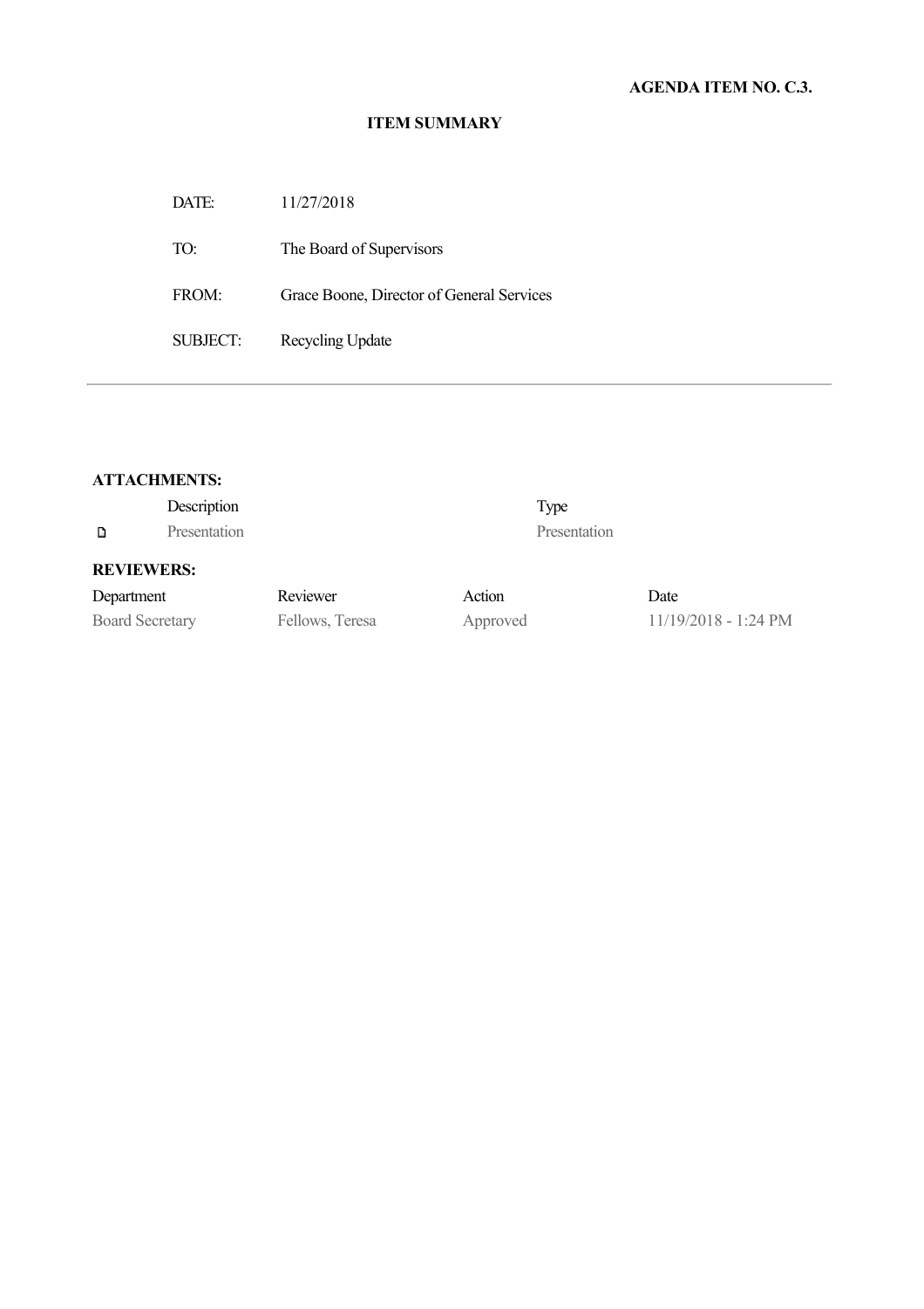**AGENDA ITEM NO. C.3.**

**ITEM SUMMARY**

| | |
|---|---|
| DATE: | 11/27/2018 |
| TO: | The Board of Supervisors |
| FROM: | Grace Boone, Director of General Services |
| SUBJECT: | Recycling Update |

---

**ATTACHMENTS:**

| | Description | Type |
|---|---|---|
| | Presentation | Presentation |

**REVIEWERS:**

| Department | Reviewer | Action | Date |
|---|---|---|---|
| Board Secretary | Fellows, Teresa | Approved | 11/19/2018 - 1:24 PM |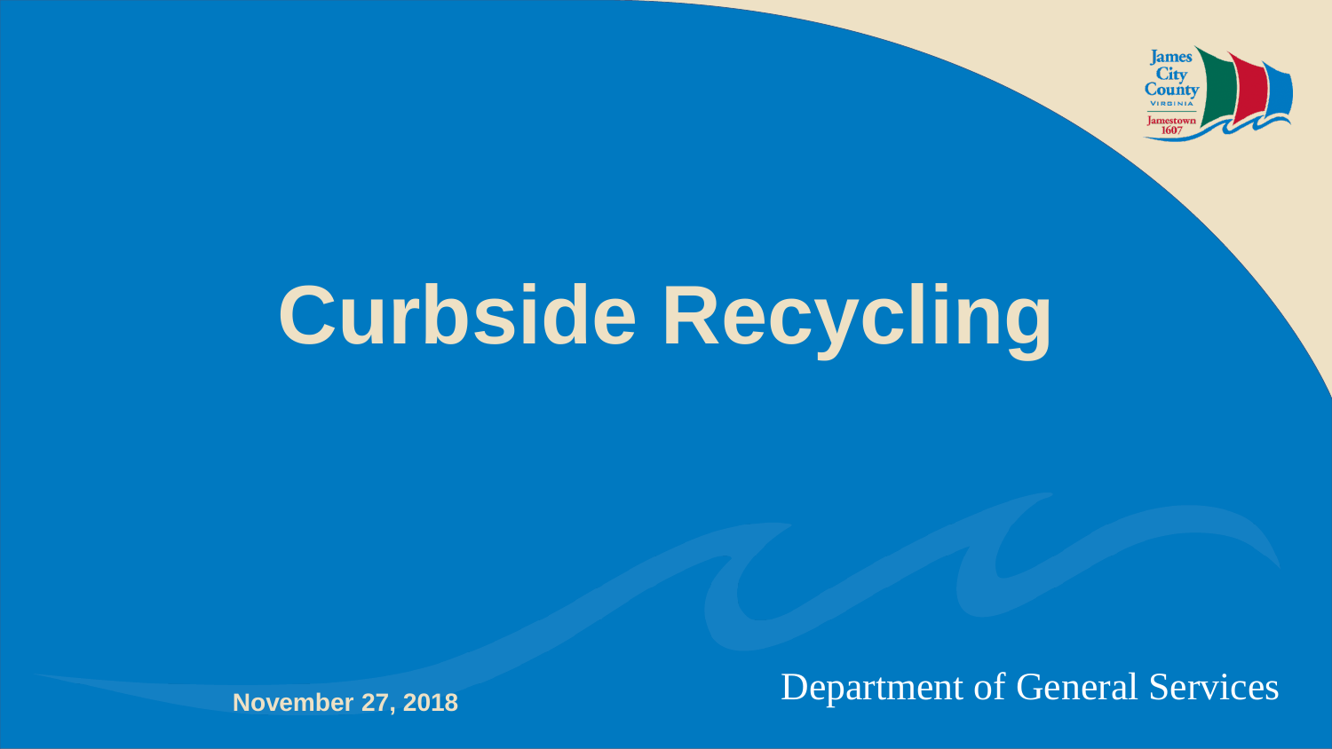# Curbside Recycling

November 27, 2018

Department of General Services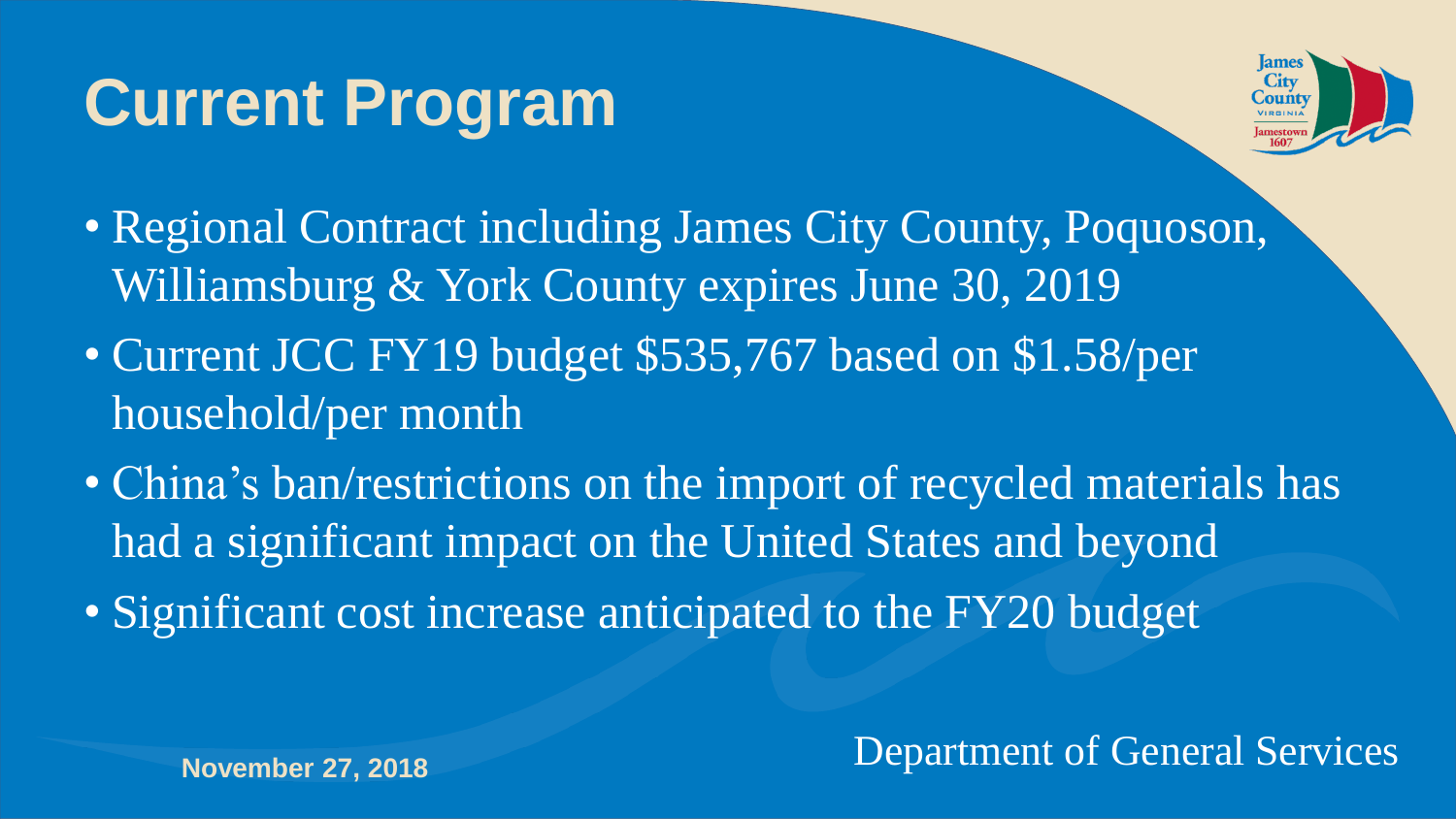# Current Program

- Regional Contract including James City County, Poquoson, Williamsburg & York County expires June 30, 2019
- Current JCC FY19 budget $535,767 based on $1.58/per household/per month
- China's ban/restrictions on the import of recycled materials has had a significant impact on the United States and beyond
- Significant cost increase anticipated to the FY20 budget

November 27, 2018

Department of General Services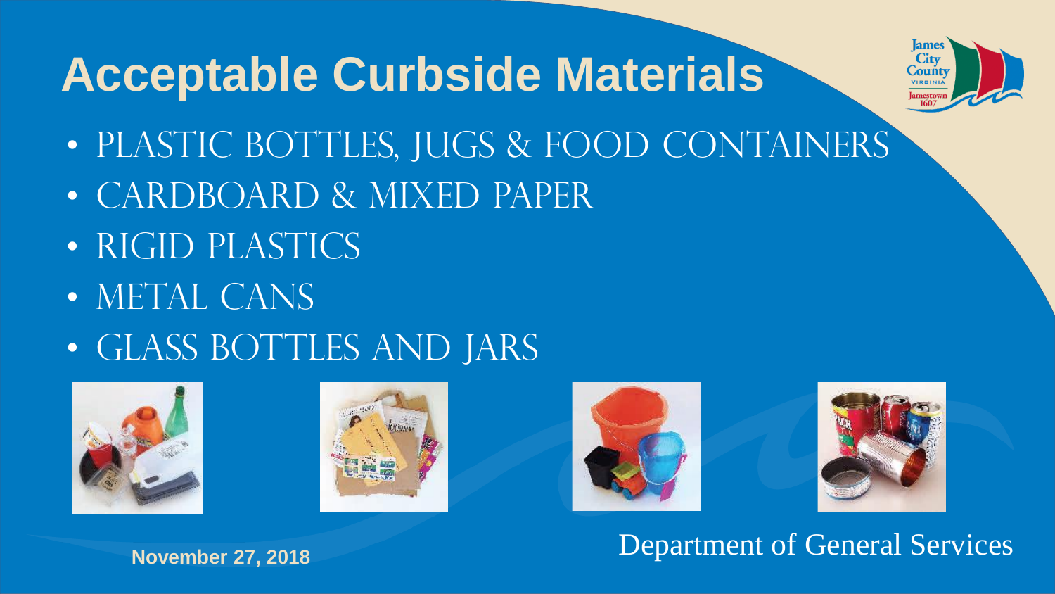# Acceptable Curbside Materials

- PLASTIC BOTTLES, JUGS & FOOD CONTAINERS
- CARDBOARD & MIXED PAPER
- RIGID PLASTICS
- METAL CANS
- GLASS BOTTLES AND JARS

November 27, 2018

Department of General Services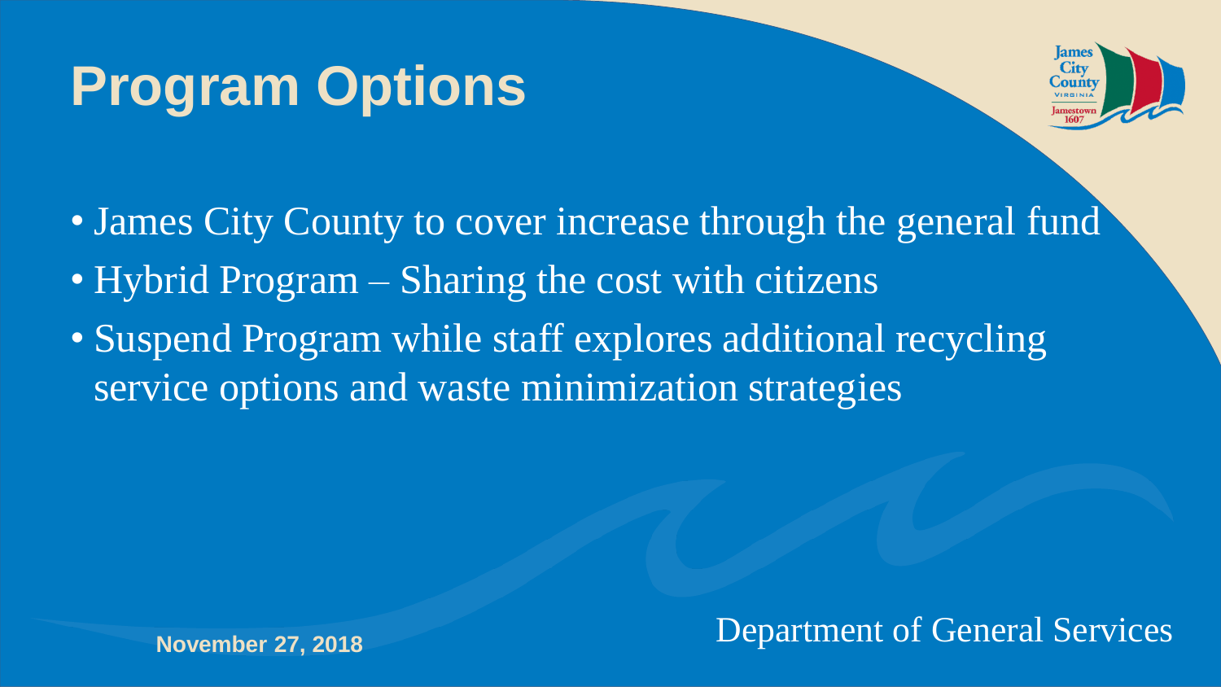# Program Options

- James City County to cover increase through the general fund
- Hybrid Program – Sharing the cost with citizens
- Suspend Program while staff explores additional recycling service options and waste minimization strategies

**November 27, 2018**

Department of General Services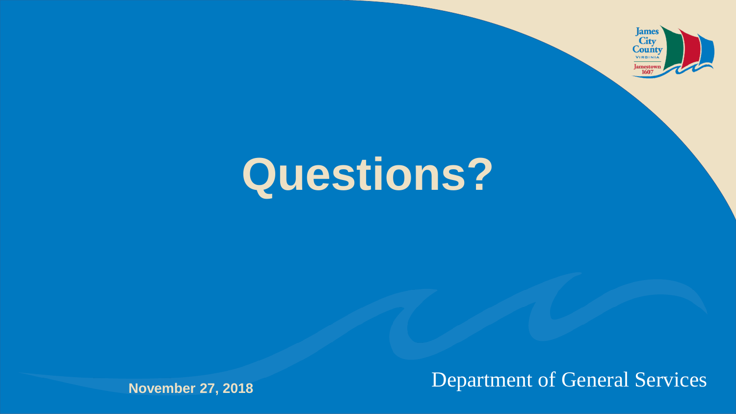# Questions?

**November 27, 2018**

Department of General Services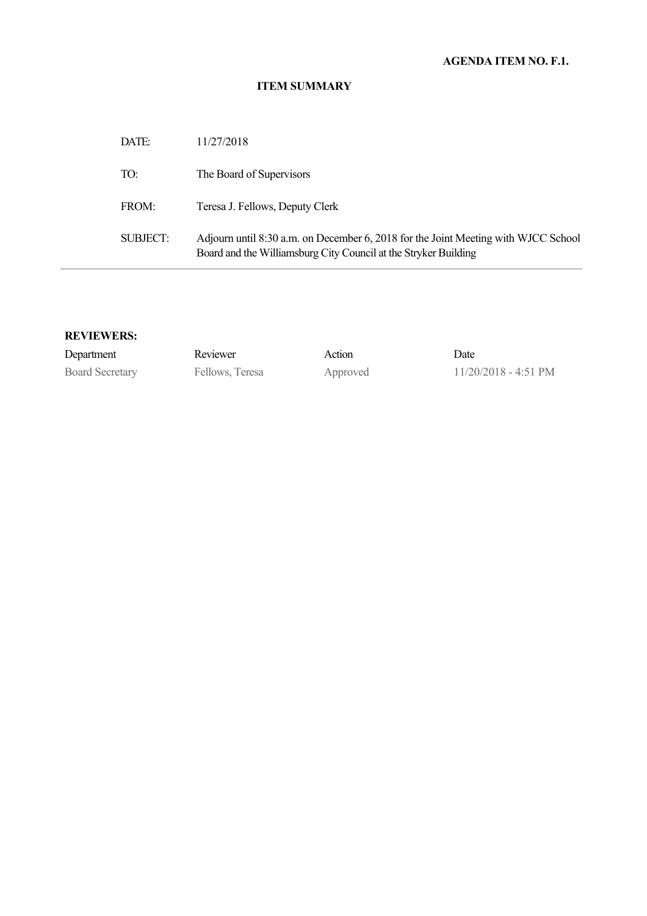**AGENDA ITEM NO. F.1.**

## ITEM SUMMARY

| | |
|---|---|
| DATE: | 11/27/2018 |
| TO: | The Board of Supervisors |
| FROM: | Teresa J. Fellows, Deputy Clerk |
| SUBJECT: | Adjourn until 8:30 a.m. on December 6, 2018 for the Joint Meeting with WJCC School Board and the Williamsburg City Council at the Stryker Building |

**REVIEWERS:**

| Department | Reviewer | Action | Date |
|---|---|---|---|
| Board Secretary | Fellows, Teresa | Approved | 11/20/2018 - 4:51 PM |